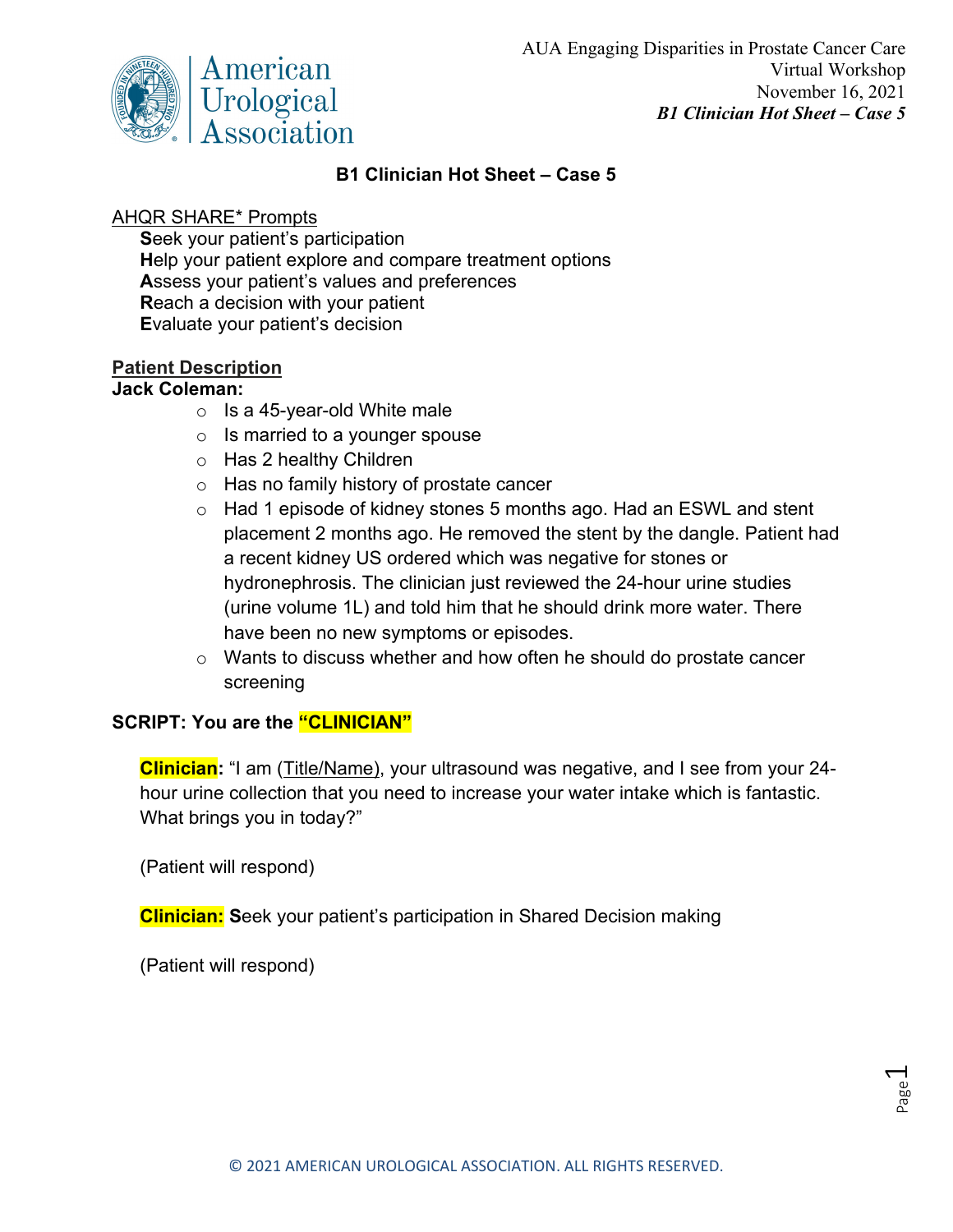AUA Engaging Disparities in Prostate Cancer Care
Virtual Workshop
November 16, 2021
*B1 Clinician Hot Sheet – Case 5*

# B1 Clinician Hot Sheet – Case 5

<u>AHQR SHARE* Prompts</u>

**S**eek your patient's participation
**H**elp your patient explore and compare treatment options
**A**ssess your patient's values and preferences
**R**each a decision with your patient
**E**valuate your patient's decision

## Patient Description

**Jack Coleman:**

- Is a 45-year-old White male
- Is married to a younger spouse
- Has 2 healthy Children
- Has no family history of prostate cancer
- Had 1 episode of kidney stones 5 months ago. Had an ESWL and stent placement 2 months ago. He removed the stent by the dangle. Patient had a recent kidney US ordered which was negative for stones or hydronephrosis. The clinician just reviewed the 24-hour urine studies (urine volume 1L) and told him that he should drink more water. There have been no new symptoms or episodes.
- Wants to discuss whether and how often he should do prostate cancer screening

## SCRIPT: You are the "CLINICIAN"

**Clinician:** "I am (<u>Title/Name</u>), your ultrasound was negative, and I see from your 24-hour urine collection that you need to increase your water intake which is fantastic. What brings you in today?"

(Patient will respond)

**Clinician:** **S**eek your patient's participation in Shared Decision making

(Patient will respond)

© 2021 AMERICAN UROLOGICAL ASSOCIATION. ALL RIGHTS RESERVED.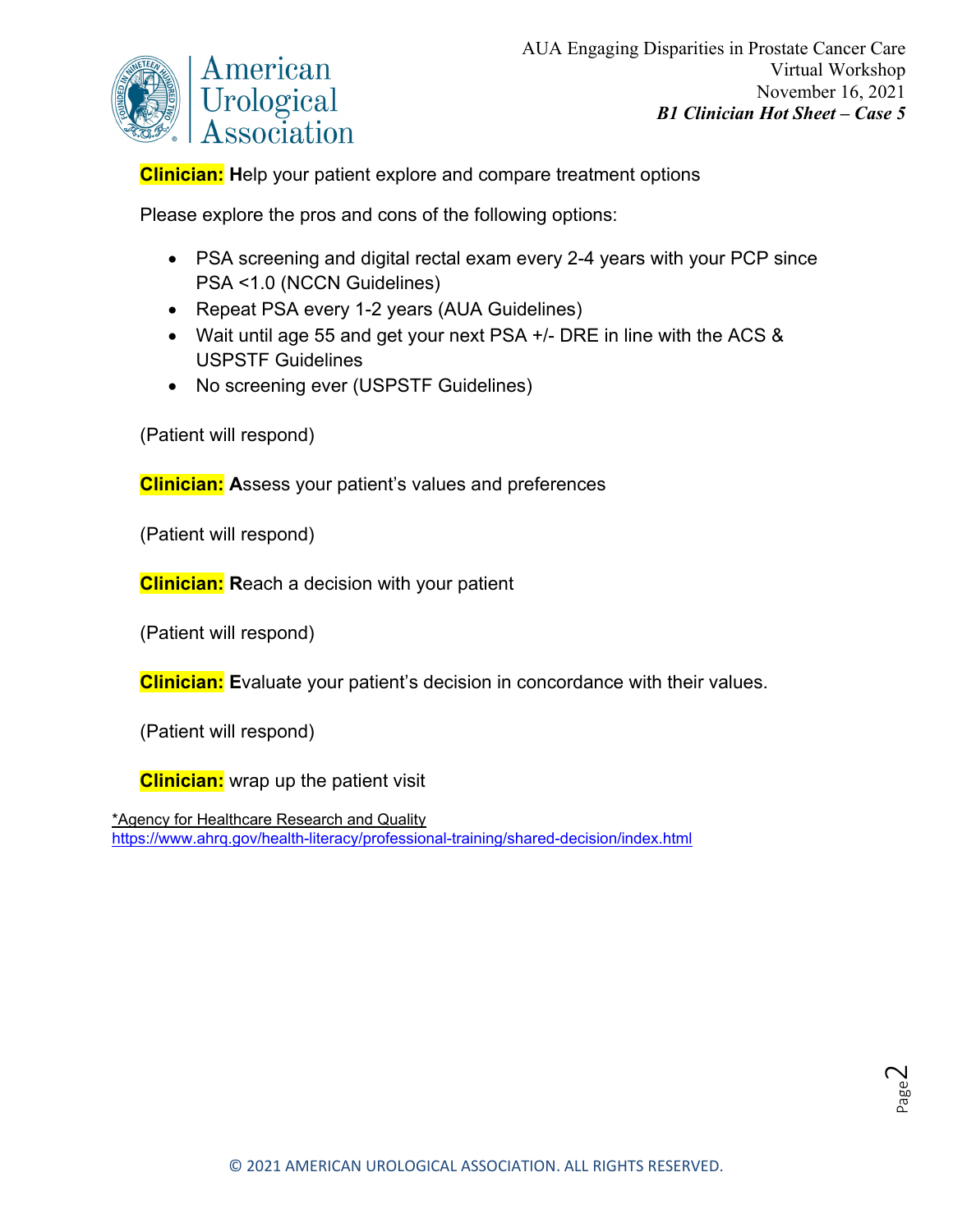**Clinician:** **H**elp your patient explore and compare treatment options

Please explore the pros and cons of the following options:

- PSA screening and digital rectal exam every 2-4 years with your PCP since PSA <1.0 (NCCN Guidelines)
- Repeat PSA every 1-2 years (AUA Guidelines)
- Wait until age 55 and get your next PSA +/- DRE in line with the ACS & USPSTF Guidelines
- No screening ever (USPSTF Guidelines)

(Patient will respond)

**Clinician:** **A**ssess your patient's values and preferences

(Patient will respond)

**Clinician:** **R**each a decision with your patient

(Patient will respond)

**Clinician:** **E**valuate your patient's decision in concordance with their values.

(Patient will respond)

**Clinician:** wrap up the patient visit

*Agency for Healthcare Research and Quality
https://www.ahrq.gov/health-literacy/professional-training/shared-decision/index.html

© 2021 AMERICAN UROLOGICAL ASSOCIATION. ALL RIGHTS RESERVED.